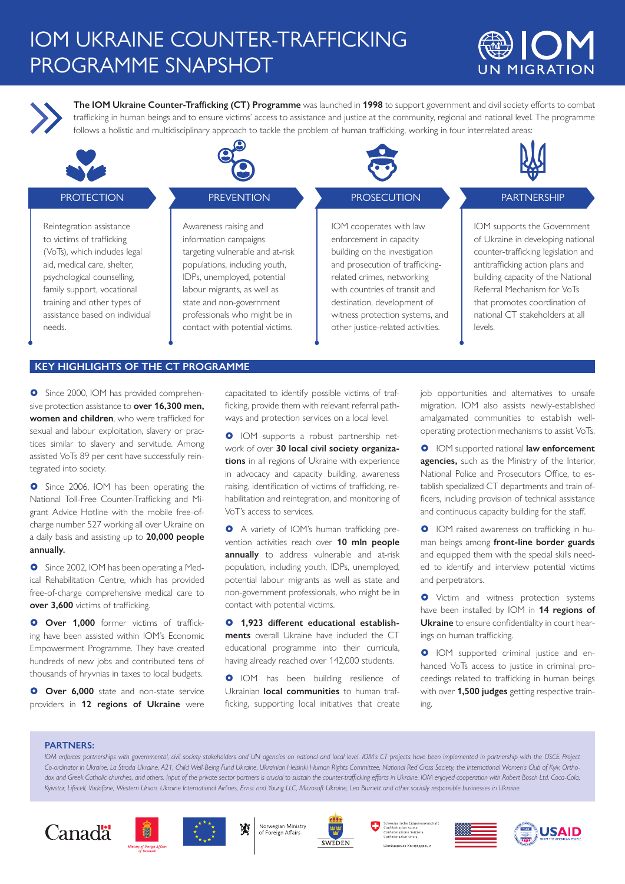# IOM UKRAINE COUNTER-TRAFFICKING PROGRAMME SNAPSHOT

**The IOM Ukraine Counter-Trafficking (CT) Programme** was launched in **1998** to support government and civil society efforts to combat trafficking in human beings and to ensure victims' access to assistance and justice at the community, regional and national level. The programme follows a holistic and multidisciplinary approach to tackle the problem of human trafficking, working in four interrelated areas:

### PROTECTION

Reintegration assistance to victims of trafficking (VoTs), which includes legal aid, medical care, shelter, psychological counselling, family support, vocational training and other types of assistance based on individual needs.

### PREVENTION

Awareness raising and information campaigns targeting vulnerable and at-risk populations, including youth, IDPs, unemployed, potential labour migrants, as well as state and non-government professionals who might be in contact with potential victims.

### PROSECUTION

IOM cooperates with law enforcement in capacity building on the investigation and prosecution of trafficking-related crimes, networking with countries of transit and destination, development of witness protection systems, and other justice-related activities.

### PARTNERSHIP

IOM supports the Government of Ukraine in developing national counter-trafficking legislation and antitrafficking action plans and building capacity of the National Referral Mechanism for VoTs that promotes coordination of national CT stakeholders at all levels.

## KEY HIGHLIGHTS OF THE CT PROGRAMME

- Since 2000, IOM has provided comprehensive protection assistance to **over 16,300 men, women and children**, who were trafficked for sexual and labour exploitation, slavery or practices similar to slavery and servitude. Among assisted VoTs 89 per cent have successfully reintegrated into society.
- Since 2006, IOM has been operating the National Toll-Free Counter-Trafficking and Migrant Advice Hotline with the mobile free-of-charge number 527 working all over Ukraine on a daily basis and assisting up to **20,000 people annually.**
- Since 2002, IOM has been operating a Medical Rehabilitation Centre, which has provided free-of-charge comprehensive medical care to **over 3,600** victims of trafficking.
- **Over 1,000** former victims of trafficking have been assisted within IOM's Economic Empowerment Programme. They have created hundreds of new jobs and contributed tens of thousands of hryvnias in taxes to local budgets.
- **Over 6,000** state and non-state service providers in **12 regions of Ukraine** were capacitated to identify possible victims of trafficking, provide them with relevant referral pathways and protection services on a local level.
- IOM supports a robust partnership network of over **30 local civil society organizations** in all regions of Ukraine with experience in advocacy and capacity building, awareness raising, identification of victims of trafficking, rehabilitation and reintegration, and monitoring of VoT's access to services.
- A variety of IOM's human trafficking prevention activities reach over **10 mln people annually** to address vulnerable and at-risk population, including youth, IDPs, unemployed, potential labour migrants as well as state and non-government professionals, who might be in contact with potential victims.
- **1,923 different educational establishments** overall Ukraine have included the CT educational programme into their curricula, having already reached over 142,000 students.
- IOM has been building resilience of Ukrainian **local communities** to human trafficking, supporting local initiatives that create job opportunities and alternatives to unsafe migration. IOM also assists newly-established amalgamated communities to establish well-operating protection mechanisms to assist VoTs.
- IOM supported national **law enforcement agencies,** such as the Ministry of the Interior, National Police and Prosecutors Office, to establish specialized CT departments and train officers, including provision of technical assistance and continuous capacity building for the staff.
- IOM raised awareness on trafficking in human beings among **front-line border guards** and equipped them with the special skills needed to identify and interview potential victims and perpetrators.
- Victim and witness protection systems have been installed by IOM in **14 regions of Ukraine** to ensure confidentiality in court hearings on human trafficking.
- IOM supported criminal justice and enhanced VoTs access to justice in criminal proceedings related to trafficking in human beings with over **1,500 judges** getting respective training.

**PARTNERS:**

*IOM enforces partnerships with governmental, civil society stakeholders and UN agencies on national and local level. IOM's CT projects have been implemented in partnership with the OSCE Project Co-ordinator in Ukraine, La Strada Ukraine, A21, Child Well-Being Fund Ukraine, Ukrainian Helsinki Human Rights Committee, National Red Cross Society, the International Women's Club of Kyiv, Orthodox and Greek Catholic churches, and others. Input of the private sector partners is crucial to sustain the counter-trafficking efforts in Ukraine. IOM enjoyed cooperation with Robert Bosch Ltd, Coca-Cola, Kyivstar, Lifecell, Vodafone, Western Union, Ukraine International Airlines, Ernst and Young LLC, Microsoft Ukraine, Leo Burnett and other socially responsible businesses in Ukraine.*

Canada | Ministry of Foreign Affairs of Denmark | Norwegian Ministry of Foreign Affairs | SWEDEN | Schweizerische Eidgenossenschaft / Confédération suisse / Confederazione Svizzera / Confederaziun svizra / Швейцарська Конфедерація | USAID FROM THE AMERICAN PEOPLE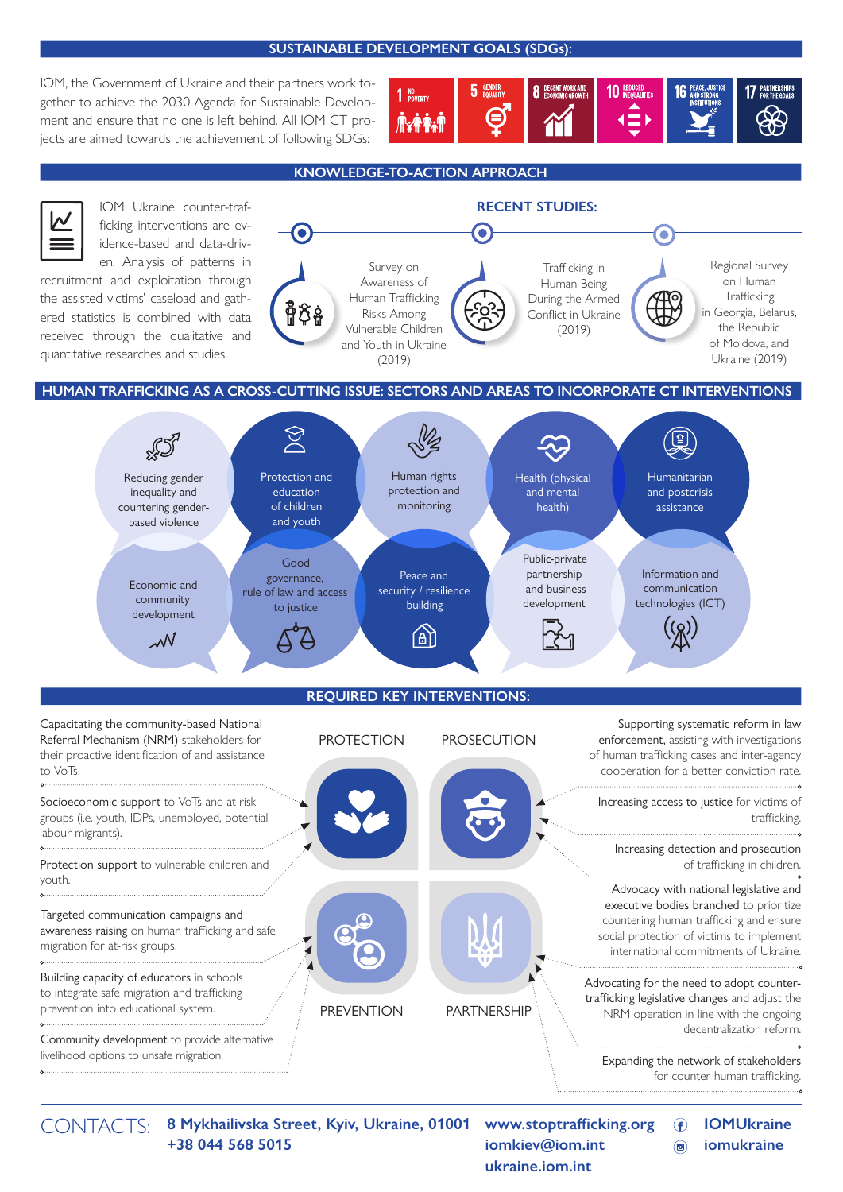## SUSTAINABLE DEVELOPMENT GOALS (SDGs):

IOM, the Government of Ukraine and their partners work together to achieve the 2030 Agenda for Sustainable Development and ensure that no one is left behind. All IOM CT projects are aimed towards the achievement of following SDGs:

1 NO POVERTY
5 GENDER EQUALITY
8 DECENT WORK AND ECONOMIC GROWTH
10 REDUCED INEQUALITIES
16 PEACE, JUSTICE AND STRONG INSTITUTIONS
17 PARTNERSHIPS FOR THE GOALS

## KNOWLEDGE-TO-ACTION APPROACH

IOM Ukraine counter-trafficking interventions are evidence-based and data-driven. Analysis of patterns in recruitment and exploitation through the assisted victims' caseload and gathered statistics is combined with data received through the qualitative and quantitative researches and studies.

### RECENT STUDIES:

- Survey on Awareness of Human Trafficking Risks Among Vulnerable Children and Youth in Ukraine (2019)
- Trafficking in Human Being During the Armed Conflict in Ukraine (2019)
- Regional Survey on Human Trafficking in Georgia, Belarus, the Republic of Moldova, and Ukraine (2019)

## HUMAN TRAFFICKING AS A CROSS-CUTTING ISSUE: SECTORS AND AREAS TO INCORPORATE CT INTERVENTIONS

- Reducing gender inequality and countering gender-based violence
- Protection and education of children and youth
- Human rights protection and monitoring
- Health (physical and mental health)
- Humanitarian and postcrisis assistance
- Economic and community development
- Good governance, rule of law and access to justice
- Peace and security / resilience building
- Public-private partnership and business development
- Information and communication technologies (ICT)

## REQUIRED KEY INTERVENTIONS:

PROTECTION

PROSECUTION

PREVENTION

PARTNERSHIP

- Capacitating the community-based National Referral Mechanism (NRM) stakeholders for their proactive identification of and assistance to VoTs.
- Socioeconomic support to VoTs and at-risk groups (i.e. youth, IDPs, unemployed, potential labour migrants).
- Protection support to vulnerable children and youth.
- Targeted communication campaigns and awareness raising on human trafficking and safe migration for at-risk groups.
- Building capacity of educators in schools to integrate safe migration and trafficking prevention into educational system.
- Community development to provide alternative livelihood options to unsafe migration.

- Supporting systematic reform in law enforcement, assisting with investigations of human trafficking cases and inter-agency cooperation for a better conviction rate.
- Increasing access to justice for victims of trafficking.
- Increasing detection and prosecution of trafficking in children.
- Advocacy with national legislative and executive bodies branched to prioritize countering human trafficking and ensure social protection of victims to implement international commitments of Ukraine.
- Advocating for the need to adopt counter-trafficking legislative changes and adjust the NRM operation in line with the ongoing decentralization reform.
- Expanding the network of stakeholders for counter human trafficking.

CONTACTS: **8 Mykhailivska Street, Kyiv, Ukraine, 01001**
**+38 044 568 5015**

**www.stoptrafficking.org**
**iomkiev@iom.int**
**ukraine.iom.int**

**IOMUkraine**
**iomukraine**